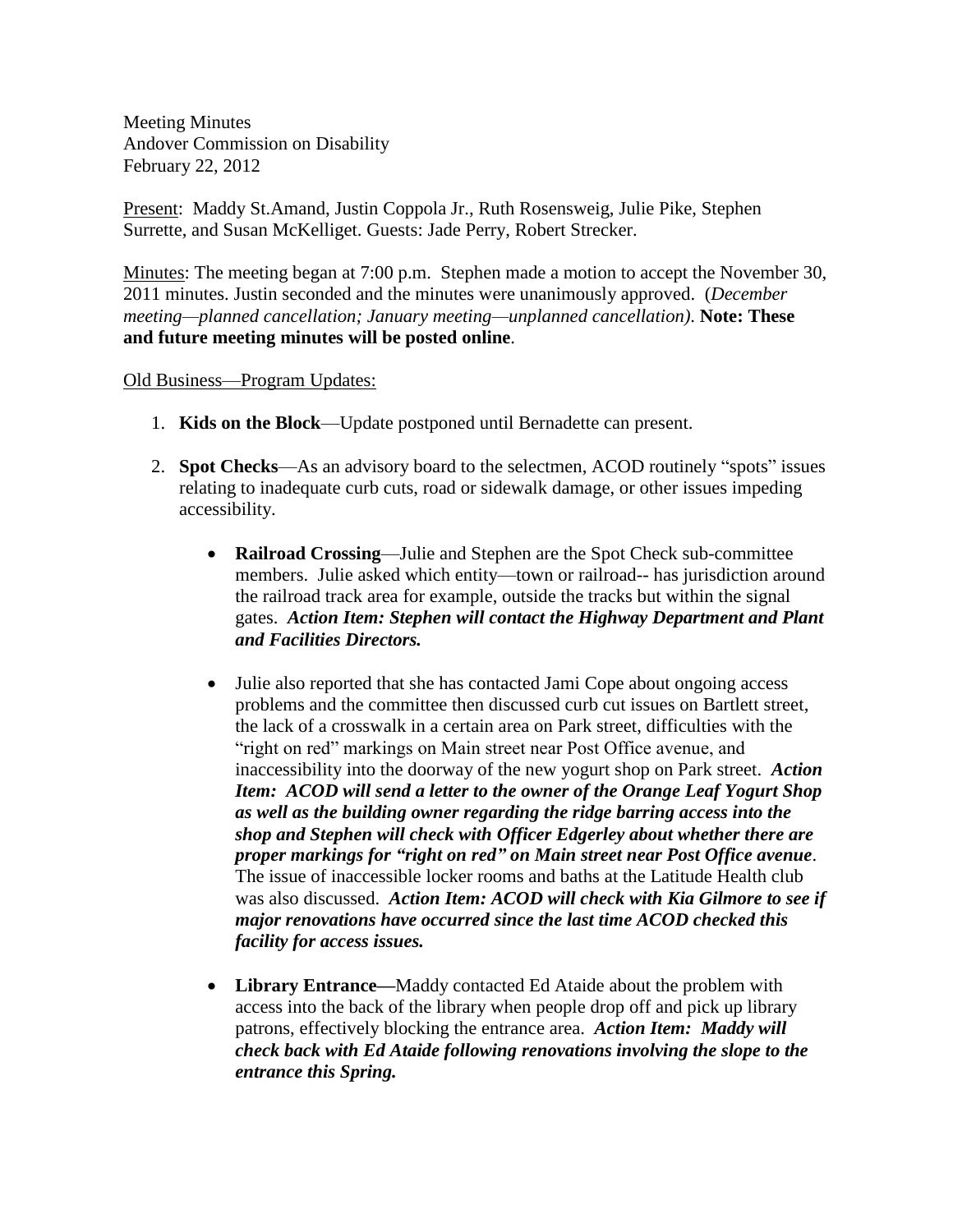Meeting Minutes
Andover Commission on Disability
February 22, 2012

<u>Present</u>: Maddy St.Amand, Justin Coppola Jr., Ruth Rosensweig, Julie Pike, Stephen Surrette, and Susan McKelliget. Guests: Jade Perry, Robert Strecker.

<u>Minutes</u>: The meeting began at 7:00 p.m. Stephen made a motion to accept the November 30, 2011 minutes. Justin seconded and the minutes were unanimously approved. (*December meeting—planned cancellation; January meeting—unplanned cancellation)*. **Note: These and future meeting minutes will be posted online**.

<u>Old Business—Program Updates:</u>

1. **Kids on the Block**—Update postponed until Bernadette can present.

2. **Spot Checks**—As an advisory board to the selectmen, ACOD routinely "spots" issues relating to inadequate curb cuts, road or sidewalk damage, or other issues impeding accessibility.

   - **Railroad Crossing**—Julie and Stephen are the Spot Check sub-committee members. Julie asked which entity—town or railroad-- has jurisdiction around the railroad track area for example, outside the tracks but within the signal gates. ***Action Item: Stephen will contact the Highway Department and Plant and Facilities Directors.***

   - Julie also reported that she has contacted Jami Cope about ongoing access problems and the committee then discussed curb cut issues on Bartlett street, the lack of a crosswalk in a certain area on Park street, difficulties with the "right on red" markings on Main street near Post Office avenue, and inaccessibility into the doorway of the new yogurt shop on Park street. ***Action Item: ACOD will send a letter to the owner of the Orange Leaf Yogurt Shop as well as the building owner regarding the ridge barring access into the shop and Stephen will check with Officer Edgerley about whether there are proper markings for "right on red" on Main street near Post Office avenue***. The issue of inaccessible locker rooms and baths at the Latitude Health club was also discussed. ***Action Item: ACOD will check with Kia Gilmore to see if major renovations have occurred since the last time ACOD checked this facility for access issues.***

   - **Library Entrance—**Maddy contacted Ed Ataide about the problem with access into the back of the library when people drop off and pick up library patrons, effectively blocking the entrance area. ***Action Item: Maddy will check back with Ed Ataide following renovations involving the slope to the entrance this Spring.***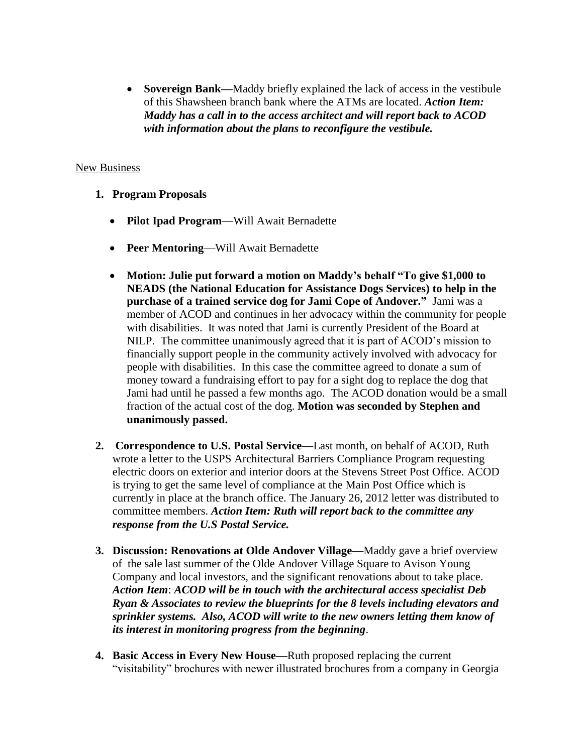- **Sovereign Bank—**Maddy briefly explained the lack of access in the vestibule of this Shawsheen branch bank where the ATMs are located. ***Action Item: Maddy has a call in to the access architect and will report back to ACOD with information about the plans to reconfigure the vestibule.***

New Business

1. **Program Proposals**

   - **Pilot Ipad Program**—Will Await Bernadette
   - **Peer Mentoring**—Will Await Bernadette
   - **Motion: Julie put forward a motion on Maddy's behalf "To give $1,000 to NEADS (the National Education for Assistance Dogs Services) to help in the purchase of a trained service dog for Jami Cope of Andover."** Jami was a member of ACOD and continues in her advocacy within the community for people with disabilities. It was noted that Jami is currently President of the Board at NILP. The committee unanimously agreed that it is part of ACOD's mission to financially support people in the community actively involved with advocacy for people with disabilities. In this case the committee agreed to donate a sum of money toward a fundraising effort to pay for a sight dog to replace the dog that Jami had until he passed a few months ago. The ACOD donation would be a small fraction of the actual cost of the dog. **Motion was seconded by Stephen and unanimously passed.**

2. **Correspondence to U.S. Postal Service—**Last month, on behalf of ACOD, Ruth wrote a letter to the USPS Architectural Barriers Compliance Program requesting electric doors on exterior and interior doors at the Stevens Street Post Office. ACOD is trying to get the same level of compliance at the Main Post Office which is currently in place at the branch office. The January 26, 2012 letter was distributed to committee members. ***Action Item: Ruth will report back to the committee any response from the U.S Postal Service.***

3. **Discussion: Renovations at Olde Andover Village—**Maddy gave a brief overview of the sale last summer of the Olde Andover Village Square to Avison Young Company and local investors, and the significant renovations about to take place. ***Action Item***: ***ACOD will be in touch with the architectural access specialist Deb Ryan & Associates to review the blueprints for the 8 levels including elevators and sprinkler systems. Also, ACOD will write to the new owners letting them know of its interest in monitoring progress from the beginning***.

4. **Basic Access in Every New House—**Ruth proposed replacing the current "visitability" brochures with newer illustrated brochures from a company in Georgia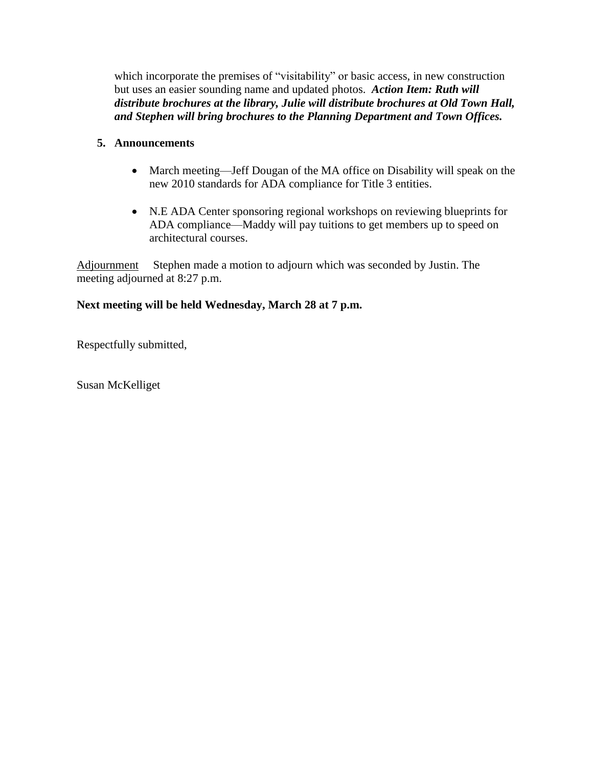which incorporate the premises of "visitability" or basic access, in new construction but uses an easier sounding name and updated photos. ***Action Item: Ruth will distribute brochures at the library, Julie will distribute brochures at Old Town Hall, and Stephen will bring brochures to the Planning Department and Town Offices.***

**5. Announcements**

- March meeting—Jeff Dougan of the MA office on Disability will speak on the new 2010 standards for ADA compliance for Title 3 entities.
- N.E ADA Center sponsoring regional workshops on reviewing blueprints for ADA compliance—Maddy will pay tuitions to get members up to speed on architectural courses.

<u>Adjournment</u> Stephen made a motion to adjourn which was seconded by Justin. The meeting adjourned at 8:27 p.m.

**Next meeting will be held Wednesday, March 28 at 7 p.m.**

Respectfully submitted,

Susan McKelliget